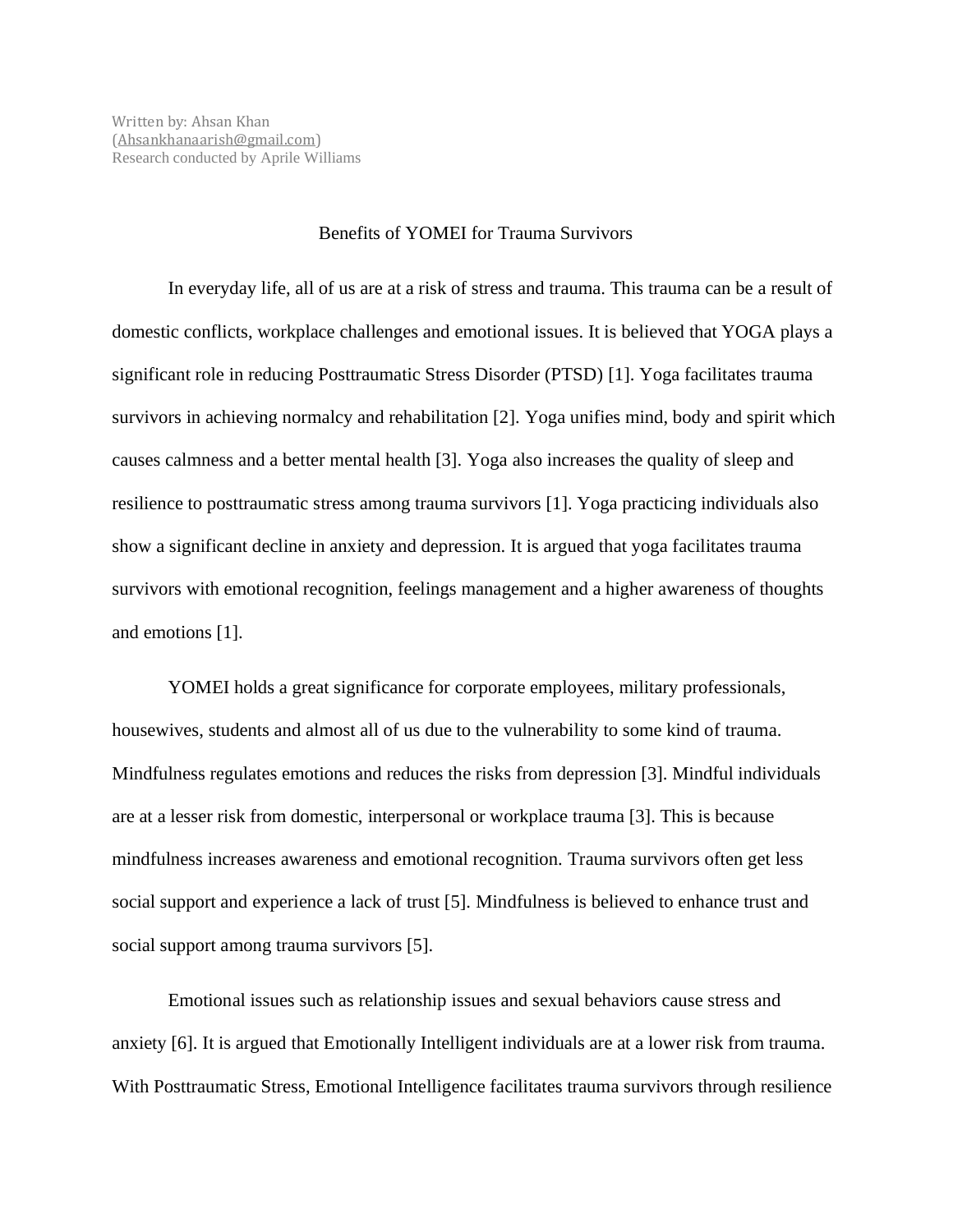Written by: Ahsan Khan
(Ahsankhanaarish@gmail.com)
Research conducted by Aprile Williams

# Benefits of YOMEI for Trauma Survivors

In everyday life, all of us are at a risk of stress and trauma. This trauma can be a result of domestic conflicts, workplace challenges and emotional issues. It is believed that YOGA plays a significant role in reducing Posttraumatic Stress Disorder (PTSD) [1]. Yoga facilitates trauma survivors in achieving normalcy and rehabilitation [2]. Yoga unifies mind, body and spirit which causes calmness and a better mental health [3]. Yoga also increases the quality of sleep and resilience to posttraumatic stress among trauma survivors [1]. Yoga practicing individuals also show a significant decline in anxiety and depression. It is argued that yoga facilitates trauma survivors with emotional recognition, feelings management and a higher awareness of thoughts and emotions [1].

YOMEI holds a great significance for corporate employees, military professionals, housewives, students and almost all of us due to the vulnerability to some kind of trauma. Mindfulness regulates emotions and reduces the risks from depression [3]. Mindful individuals are at a lesser risk from domestic, interpersonal or workplace trauma [3]. This is because mindfulness increases awareness and emotional recognition. Trauma survivors often get less social support and experience a lack of trust [5]. Mindfulness is believed to enhance trust and social support among trauma survivors [5].

Emotional issues such as relationship issues and sexual behaviors cause stress and anxiety [6]. It is argued that Emotionally Intelligent individuals are at a lower risk from trauma. With Posttraumatic Stress, Emotional Intelligence facilitates trauma survivors through resilience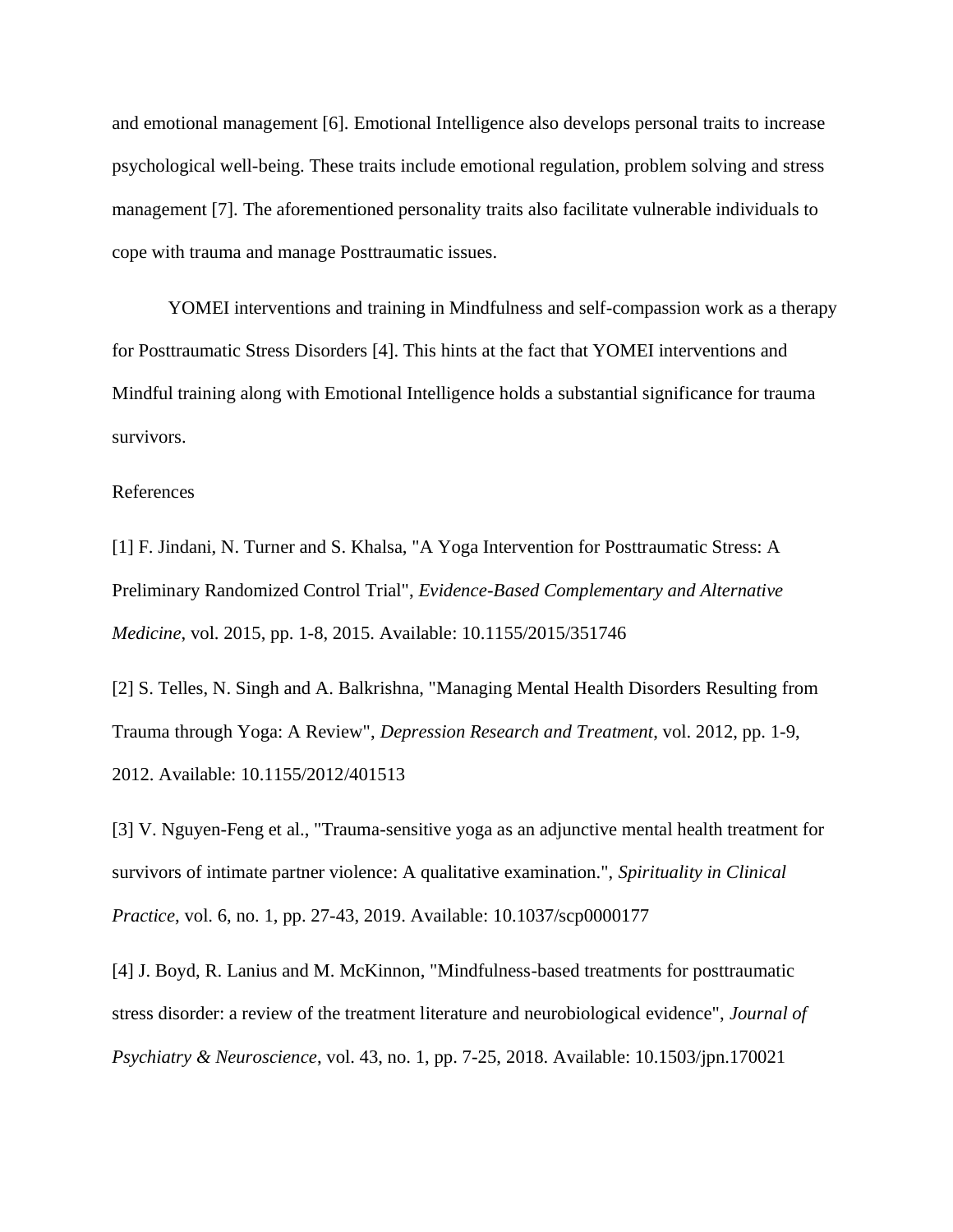and emotional management [6]. Emotional Intelligence also develops personal traits to increase psychological well-being. These traits include emotional regulation, problem solving and stress management [7]. The aforementioned personality traits also facilitate vulnerable individuals to cope with trauma and manage Posttraumatic issues.

YOMEI interventions and training in Mindfulness and self-compassion work as a therapy for Posttraumatic Stress Disorders [4]. This hints at the fact that YOMEI interventions and Mindful training along with Emotional Intelligence holds a substantial significance for trauma survivors.

References

[1] F. Jindani, N. Turner and S. Khalsa, "A Yoga Intervention for Posttraumatic Stress: A Preliminary Randomized Control Trial", *Evidence-Based Complementary and Alternative Medicine*, vol. 2015, pp. 1-8, 2015. Available: 10.1155/2015/351746

[2] S. Telles, N. Singh and A. Balkrishna, "Managing Mental Health Disorders Resulting from Trauma through Yoga: A Review", *Depression Research and Treatment*, vol. 2012, pp. 1-9, 2012. Available: 10.1155/2012/401513

[3] V. Nguyen-Feng et al., "Trauma-sensitive yoga as an adjunctive mental health treatment for survivors of intimate partner violence: A qualitative examination.", *Spirituality in Clinical Practice*, vol. 6, no. 1, pp. 27-43, 2019. Available: 10.1037/scp0000177

[4] J. Boyd, R. Lanius and M. McKinnon, "Mindfulness-based treatments for posttraumatic stress disorder: a review of the treatment literature and neurobiological evidence", *Journal of Psychiatry & Neuroscience*, vol. 43, no. 1, pp. 7-25, 2018. Available: 10.1503/jpn.170021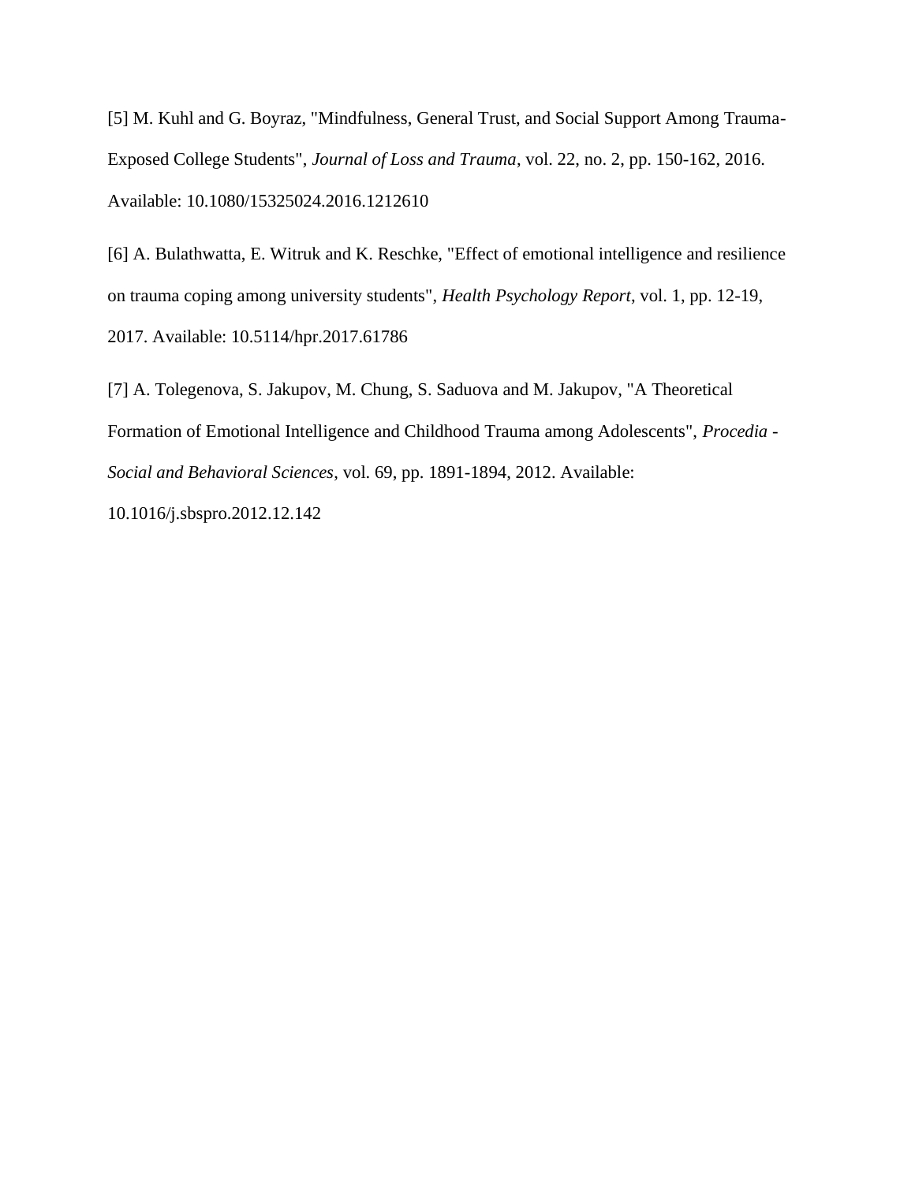[5] M. Kuhl and G. Boyraz, "Mindfulness, General Trust, and Social Support Among Trauma-Exposed College Students", *Journal of Loss and Trauma*, vol. 22, no. 2, pp. 150-162, 2016. Available: 10.1080/15325024.2016.1212610

[6] A. Bulathwatta, E. Witruk and K. Reschke, "Effect of emotional intelligence and resilience on trauma coping among university students", *Health Psychology Report*, vol. 1, pp. 12-19, 2017. Available: 10.5114/hpr.2017.61786

[7] A. Tolegenova, S. Jakupov, M. Chung, S. Saduova and M. Jakupov, "A Theoretical Formation of Emotional Intelligence and Childhood Trauma among Adolescents", *Procedia - Social and Behavioral Sciences*, vol. 69, pp. 1891-1894, 2012. Available: 10.1016/j.sbspro.2012.12.142